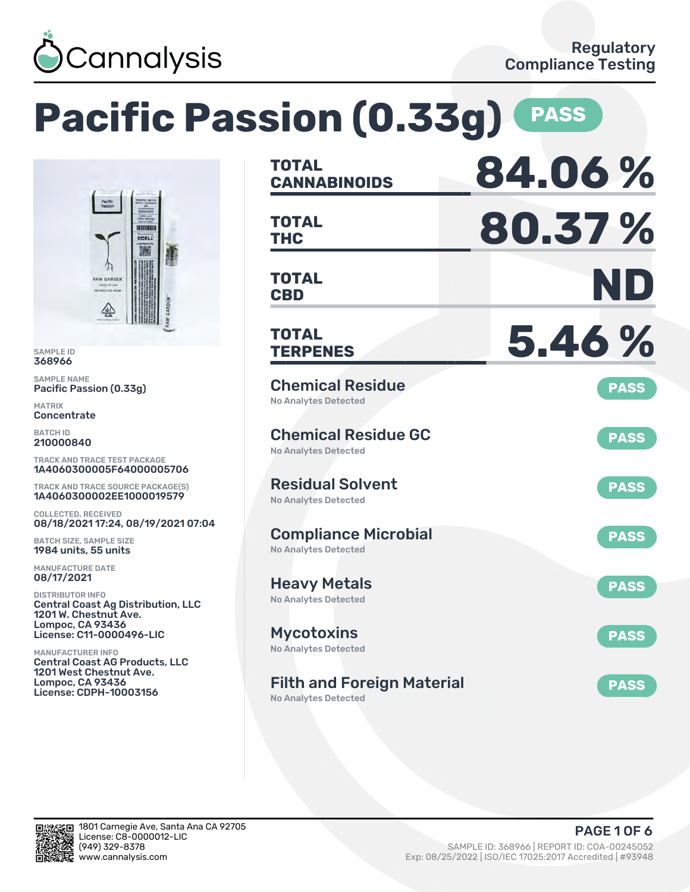Cannalysis

Regulatory Compliance Testing

# Pacific Passion (0.33g) PASS

SAMPLE ID
368966

SAMPLE NAME
Pacific Passion (0.33g)

MATRIX
Concentrate

BATCH ID
210000840

TRACK AND TRACE TEST PACKAGE
1A4060300005F64000005706

TRACK AND TRACE SOURCE PACKAGE(S)
1A4060300002EE1000019579

COLLECTED, RECEIVED
08/18/2021 17:24, 08/19/2021 07:04

BATCH SIZE, SAMPLE SIZE
1984 units, 55 units

MANUFACTURE DATE
08/17/2021

DISTRIBUTOR INFO
Central Coast Ag Distribution, LLC
1201 W. Chestnut Ave.
Lompoc, CA 93436
License: C11-0000496-LIC

MANUFACTURER INFO
Central Coast AG Products, LLC
1201 West Chestnut Ave.
Lompoc, CA 93436
License: CDPH-10003156

**TOTAL CANNABINOIDS** 84.06 %

**TOTAL THC** 80.37 %

**TOTAL CBD** ND

**TOTAL TERPENES** 5.46 %

**Chemical Residue** PASS
No Analytes Detected

**Chemical Residue GC** PASS
No Analytes Detected

**Residual Solvent** PASS
No Analytes Detected

**Compliance Microbial** PASS
No Analytes Detected

**Heavy Metals** PASS
No Analytes Detected

**Mycotoxins** PASS
No Analytes Detected

**Filth and Foreign Material** PASS
No Analytes Detected

1801 Carnegie Ave, Santa Ana CA 92705
License: C8-0000012-LIC
(949) 329-8378
www.cannalysis.com

SAMPLE ID: 368966 | REPORT ID: COA-00245052
Exp: 08/25/2022 | ISO/IEC 17025:2017 Accredited | #93948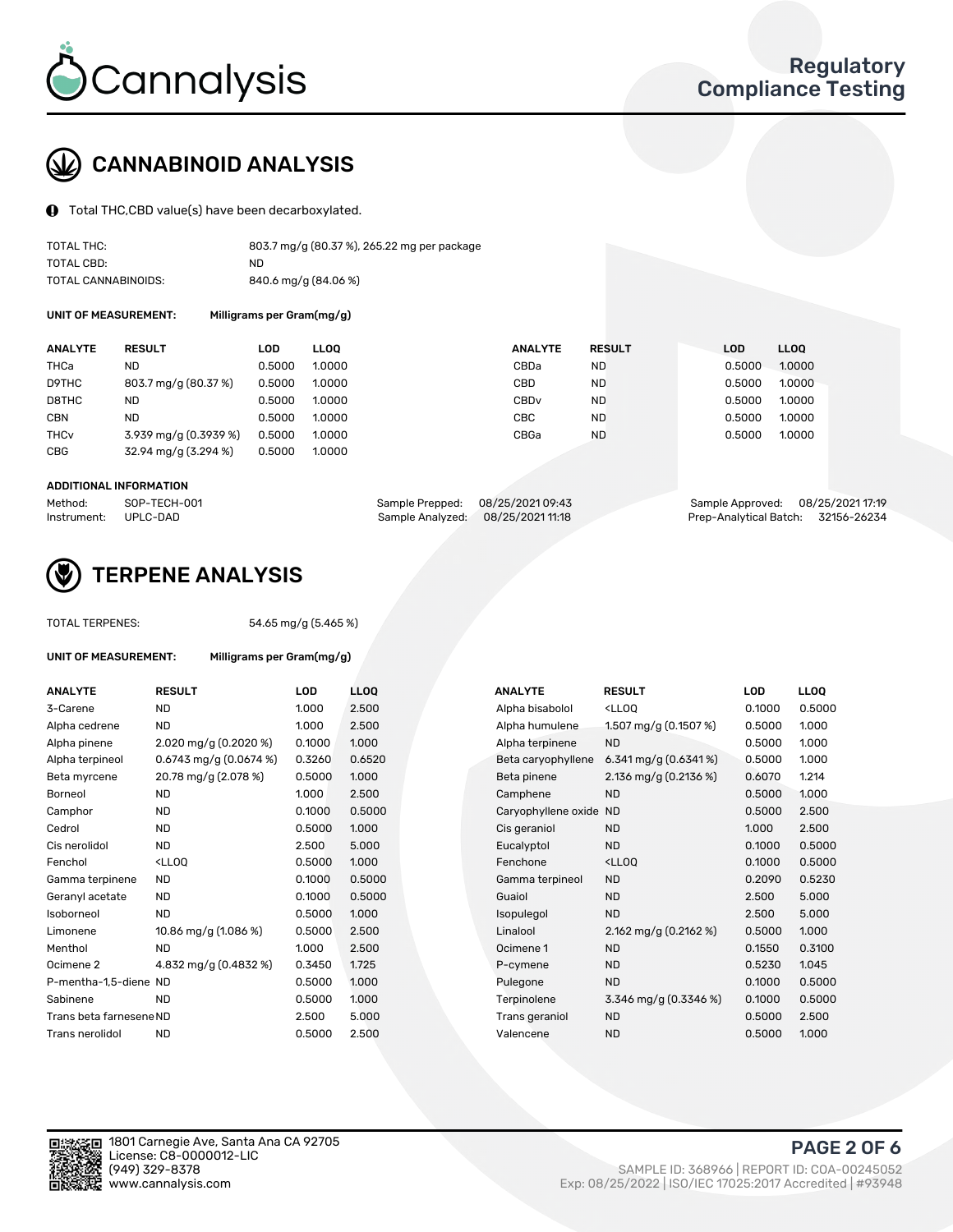# CANNABINOID ANALYSIS

Total THC,CBD value(s) have been decarboxylated.

| | |
|---|---|
| TOTAL THC: | 803.7 mg/g (80.37 %), 265.22 mg per package |
| TOTAL CBD: | ND |
| TOTAL CANNABINOIDS: | 840.6 mg/g (84.06 %) |

**UNIT OF MEASUREMENT:** Milligrams per Gram(mg/g)

| ANALYTE | RESULT | LOD | LLOQ | ANALYTE | RESULT | LOD | LLOQ |
|---|---|---|---|---|---|---|---|
| THCa | ND | 0.5000 | 1.0000 | CBDa | ND | 0.5000 | 1.0000 |
| D9THC | 803.7 mg/g (80.37 %) | 0.5000 | 1.0000 | CBD | ND | 0.5000 | 1.0000 |
| D8THC | ND | 0.5000 | 1.0000 | CBDv | ND | 0.5000 | 1.0000 |
| CBN | ND | 0.5000 | 1.0000 | CBC | ND | 0.5000 | 1.0000 |
| THCv | 3.939 mg/g (0.3939 %) | 0.5000 | 1.0000 | CBGa | ND | 0.5000 | 1.0000 |
| CBG | 32.94 mg/g (3.294 %) | 0.5000 | 1.0000 | | | | |

**ADDITIONAL INFORMATION**

| | | | | | |
|---|---|---|---|---|---|
| Method: | SOP-TECH-001 | Sample Prepped: | 08/25/2021 09:43 | Sample Approved: | 08/25/2021 17:19 |
| Instrument: | UPLC-DAD | Sample Analyzed: | 08/25/2021 11:18 | Prep-Analytical Batch: | 32156-26234 |

# TERPENE ANALYSIS

TOTAL TERPENES: 54.65 mg/g (5.465 %)

**UNIT OF MEASUREMENT:** Milligrams per Gram(mg/g)

| ANALYTE | RESULT | LOD | LLOQ | ANALYTE | RESULT | LOD | LLOQ |
|---|---|---|---|---|---|---|---|
| 3-Carene | ND | 1.000 | 2.500 | Alpha bisabolol | <LLOQ | 0.1000 | 0.5000 |
| Alpha cedrene | ND | 1.000 | 2.500 | Alpha humulene | 1.507 mg/g (0.1507 %) | 0.5000 | 1.000 |
| Alpha pinene | 2.020 mg/g (0.2020 %) | 0.1000 | 1.000 | Alpha terpinene | ND | 0.5000 | 1.000 |
| Alpha terpineol | 0.6743 mg/g (0.0674 %) | 0.3260 | 0.6520 | Beta caryophyllene | 6.341 mg/g (0.6341 %) | 0.5000 | 1.000 |
| Beta myrcene | 20.78 mg/g (2.078 %) | 0.5000 | 1.000 | Beta pinene | 2.136 mg/g (0.2136 %) | 0.6070 | 1.214 |
| Borneol | ND | 1.000 | 2.500 | Camphene | ND | 0.5000 | 1.000 |
| Camphor | ND | 0.1000 | 0.5000 | Caryophyllene oxide | ND | 0.5000 | 2.500 |
| Cedrol | ND | 0.5000 | 1.000 | Cis geraniol | ND | 1.000 | 2.500 |
| Cis nerolidol | ND | 2.500 | 5.000 | Eucalyptol | ND | 0.1000 | 0.5000 |
| Fenchol | <LLOQ | 0.5000 | 1.000 | Fenchone | <LLOQ | 0.1000 | 0.5000 |
| Gamma terpinene | ND | 0.1000 | 0.5000 | Gamma terpineol | ND | 0.2090 | 0.5230 |
| Geranyl acetate | ND | 0.1000 | 0.5000 | Guaiol | ND | 2.500 | 5.000 |
| Isoborneol | ND | 0.5000 | 1.000 | Isopulegol | ND | 2.500 | 5.000 |
| Limonene | 10.86 mg/g (1.086 %) | 0.5000 | 2.500 | Linalool | 2.162 mg/g (0.2162 %) | 0.5000 | 1.000 |
| Menthol | ND | 1.000 | 2.500 | Ocimene 1 | ND | 0.1550 | 0.3100 |
| Ocimene 2 | 4.832 mg/g (0.4832 %) | 0.3450 | 1.725 | P-cymene | ND | 0.5230 | 1.045 |
| P-mentha-1,5-diene | ND | 0.5000 | 1.000 | Pulegone | ND | 0.1000 | 0.5000 |
| Sabinene | ND | 0.5000 | 1.000 | Terpinolene | 3.346 mg/g (0.3346 %) | 0.1000 | 0.5000 |
| Trans beta farnesene | ND | 2.500 | 5.000 | Trans geraniol | ND | 0.5000 | 2.500 |
| Trans nerolidol | ND | 0.5000 | 2.500 | Valencene | ND | 0.5000 | 1.000 |

1801 Carnegie Ave, Santa Ana CA 92705
License: C8-0000012-LIC
(949) 329-8378
www.cannalysis.com

SAMPLE ID: 368966 | REPORT ID: COA-00245052
Exp: 08/25/2022 | ISO/IEC 17025:2017 Accredited | #93948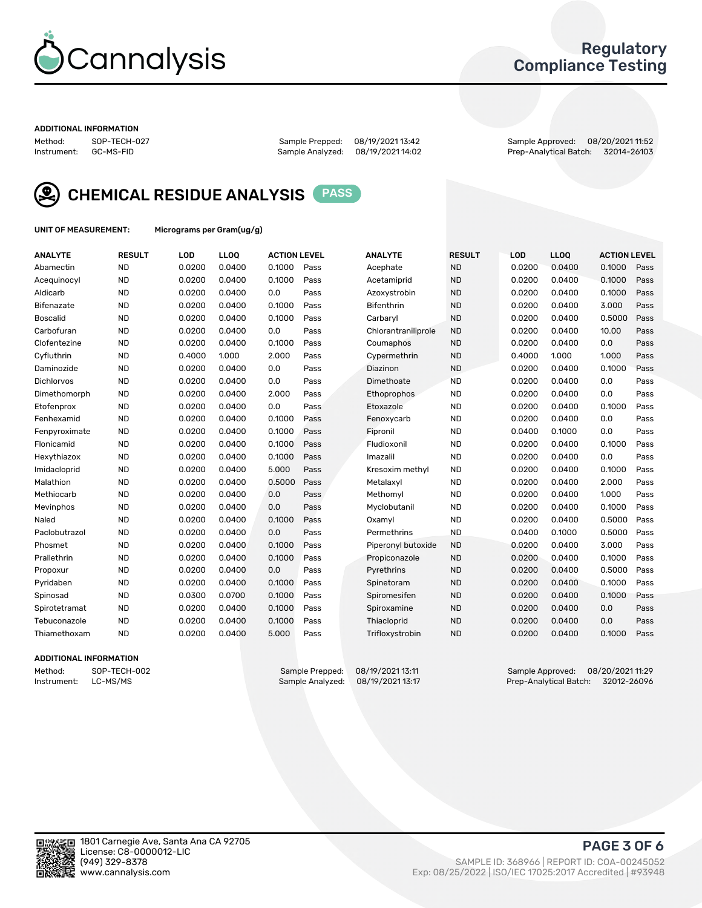# Cannalysis

## Regulatory Compliance Testing

**ADDITIONAL INFORMATION**

Method: SOP-TECH-027
Instrument: GC-MS-FID
Sample Prepped: 08/19/2021 13:42
Sample Analyzed: 08/19/2021 14:02
Sample Approved: 08/20/2021 11:52
Prep-Analytical Batch: 32014-26103

## CHEMICAL RESIDUE ANALYSIS PASS

**UNIT OF MEASUREMENT:** Micrograms per Gram(ug/g)

| ANALYTE | RESULT | LOD | LLOQ | ACTION LEVEL | | ANALYTE | RESULT | LOD | LLOQ | ACTION LEVEL | |
|---|---|---|---|---|---|---|---|---|---|---|---|
| Abamectin | ND | 0.0200 | 0.0400 | 0.1000 | Pass | Acephate | ND | 0.0200 | 0.0400 | 0.1000 | Pass |
| Acequinocyl | ND | 0.0200 | 0.0400 | 0.1000 | Pass | Acetamiprid | ND | 0.0200 | 0.0400 | 0.1000 | Pass |
| Aldicarb | ND | 0.0200 | 0.0400 | 0.0 | Pass | Azoxystrobin | ND | 0.0200 | 0.0400 | 0.1000 | Pass |
| Bifenazate | ND | 0.0200 | 0.0400 | 0.1000 | Pass | Bifenthrin | ND | 0.0200 | 0.0400 | 3.000 | Pass |
| Boscalid | ND | 0.0200 | 0.0400 | 0.1000 | Pass | Carbaryl | ND | 0.0200 | 0.0400 | 0.5000 | Pass |
| Carbofuran | ND | 0.0200 | 0.0400 | 0.0 | Pass | Chlorantraniliprole | ND | 0.0200 | 0.0400 | 10.00 | Pass |
| Clofentezine | ND | 0.0200 | 0.0400 | 0.1000 | Pass | Coumaphos | ND | 0.0200 | 0.0400 | 0.0 | Pass |
| Cyfluthrin | ND | 0.4000 | 1.000 | 2.000 | Pass | Cypermethrin | ND | 0.4000 | 1.000 | 1.000 | Pass |
| Daminozide | ND | 0.0200 | 0.0400 | 0.0 | Pass | Diazinon | ND | 0.0200 | 0.0400 | 0.1000 | Pass |
| Dichlorvos | ND | 0.0200 | 0.0400 | 0.0 | Pass | Dimethoate | ND | 0.0200 | 0.0400 | 0.0 | Pass |
| Dimethomorph | ND | 0.0200 | 0.0400 | 2.000 | Pass | Ethoprophos | ND | 0.0200 | 0.0400 | 0.0 | Pass |
| Etofenprox | ND | 0.0200 | 0.0400 | 0.0 | Pass | Etoxazole | ND | 0.0200 | 0.0400 | 0.1000 | Pass |
| Fenhexamid | ND | 0.0200 | 0.0400 | 0.1000 | Pass | Fenoxycarb | ND | 0.0200 | 0.0400 | 0.0 | Pass |
| Fenpyroximate | ND | 0.0200 | 0.0400 | 0.1000 | Pass | Fipronil | ND | 0.0400 | 0.1000 | 0.0 | Pass |
| Flonicamid | ND | 0.0200 | 0.0400 | 0.1000 | Pass | Fludioxonil | ND | 0.0200 | 0.0400 | 0.1000 | Pass |
| Hexythiazox | ND | 0.0200 | 0.0400 | 0.1000 | Pass | Imazalil | ND | 0.0200 | 0.0400 | 0.0 | Pass |
| Imidacloprid | ND | 0.0200 | 0.0400 | 5.000 | Pass | Kresoxim methyl | ND | 0.0200 | 0.0400 | 0.1000 | Pass |
| Malathion | ND | 0.0200 | 0.0400 | 0.5000 | Pass | Metalaxyl | ND | 0.0200 | 0.0400 | 2.000 | Pass |
| Methiocarb | ND | 0.0200 | 0.0400 | 0.0 | Pass | Methomyl | ND | 0.0200 | 0.0400 | 1.000 | Pass |
| Mevinphos | ND | 0.0200 | 0.0400 | 0.0 | Pass | Myclobutanil | ND | 0.0200 | 0.0400 | 0.1000 | Pass |
| Naled | ND | 0.0200 | 0.0400 | 0.1000 | Pass | Oxamyl | ND | 0.0200 | 0.0400 | 0.5000 | Pass |
| Paclobutrazol | ND | 0.0200 | 0.0400 | 0.0 | Pass | Permethrins | ND | 0.0400 | 0.1000 | 0.5000 | Pass |
| Phosmet | ND | 0.0200 | 0.0400 | 0.1000 | Pass | Piperonyl butoxide | ND | 0.0200 | 0.0400 | 3.000 | Pass |
| Prallethrin | ND | 0.0200 | 0.0400 | 0.1000 | Pass | Propiconazole | ND | 0.0200 | 0.0400 | 0.1000 | Pass |
| Propoxur | ND | 0.0200 | 0.0400 | 0.0 | Pass | Pyrethrins | ND | 0.0200 | 0.0400 | 0.5000 | Pass |
| Pyridaben | ND | 0.0200 | 0.0400 | 0.1000 | Pass | Spinetoram | ND | 0.0200 | 0.0400 | 0.1000 | Pass |
| Spinosad | ND | 0.0300 | 0.0700 | 0.1000 | Pass | Spiromesifen | ND | 0.0200 | 0.0400 | 0.1000 | Pass |
| Spirotetramat | ND | 0.0200 | 0.0400 | 0.1000 | Pass | Spiroxamine | ND | 0.0200 | 0.0400 | 0.0 | Pass |
| Tebuconazole | ND | 0.0200 | 0.0400 | 0.1000 | Pass | Thiacloprid | ND | 0.0200 | 0.0400 | 0.0 | Pass |
| Thiamethoxam | ND | 0.0200 | 0.0400 | 5.000 | Pass | Trifloxystrobin | ND | 0.0200 | 0.0400 | 0.1000 | Pass |

**ADDITIONAL INFORMATION**

Method: SOP-TECH-002
Instrument: LC-MS/MS
Sample Prepped: 08/19/2021 13:11
Sample Analyzed: 08/19/2021 13:17
Sample Approved: 08/20/2021 11:29
Prep-Analytical Batch: 32012-26096

1801 Carnegie Ave, Santa Ana CA 92705
License: C8-0000012-LIC
(949) 329-8378
www.cannalysis.com

SAMPLE ID: 368966 | REPORT ID: COA-00245052
Exp: 08/25/2022 | ISO/IEC 17025:2017 Accredited | #93948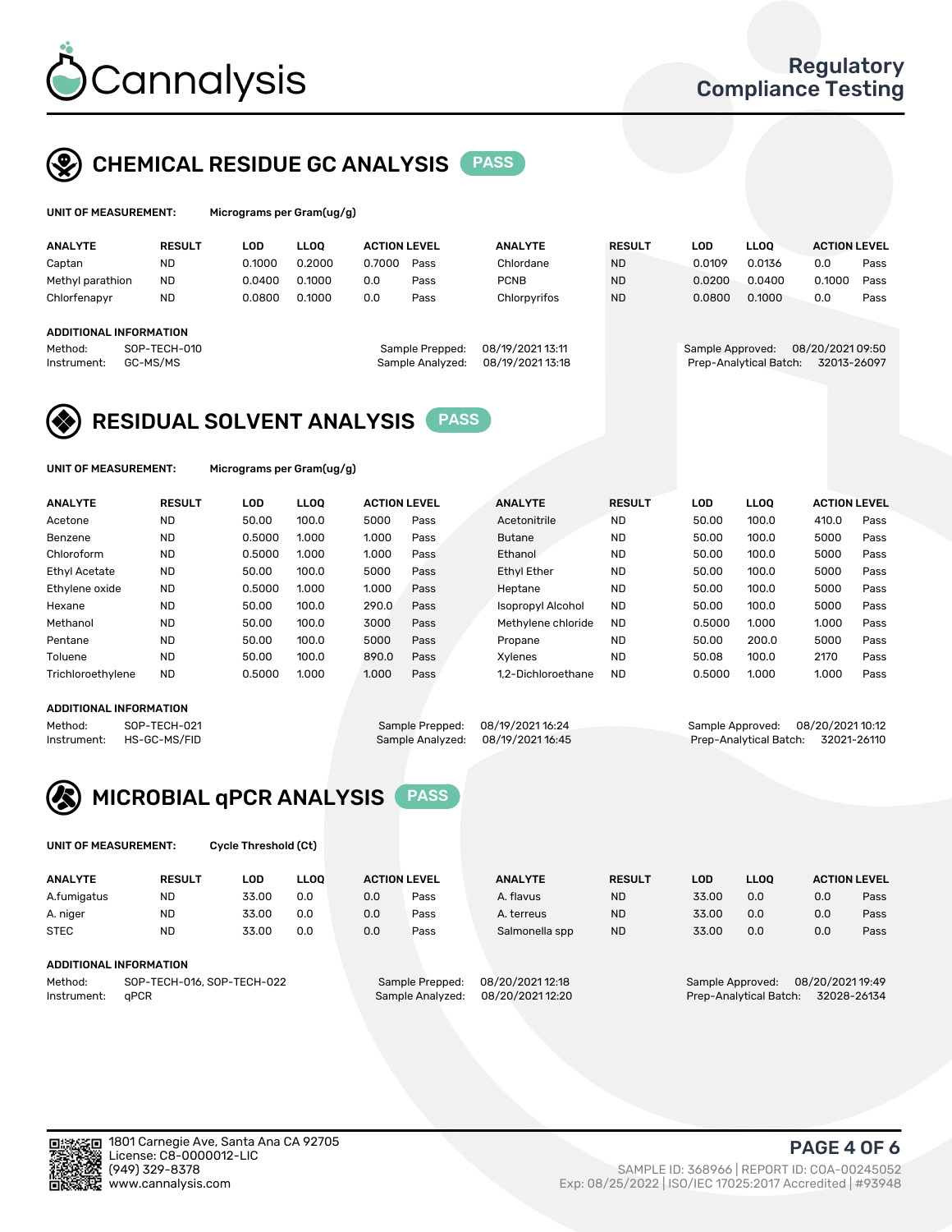# Cannalysis

## Regulatory Compliance Testing

## CHEMICAL RESIDUE GC ANALYSIS PASS

**UNIT OF MEASUREMENT:** Micrograms per Gram(ug/g)

| ANALYTE | RESULT | LOD | LLOQ | ACTION LEVEL | | ANALYTE | RESULT | LOD | LLOQ | ACTION LEVEL | |
|---|---|---|---|---|---|---|---|---|---|---|---|
| Captan | ND | 0.1000 | 0.2000 | 0.7000 | Pass | Chlordane | ND | 0.0109 | 0.0136 | 0.0 | Pass |
| Methyl parathion | ND | 0.0400 | 0.1000 | 0.0 | Pass | PCNB | ND | 0.0200 | 0.0400 | 0.1000 | Pass |
| Chlorfenapyr | ND | 0.0800 | 0.1000 | 0.0 | Pass | Chlorpyrifos | ND | 0.0800 | 0.1000 | 0.0 | Pass |

**ADDITIONAL INFORMATION**

Method: SOP-TECH-010
Instrument: GC-MS/MS
Sample Prepped: 08/19/2021 13:11
Sample Analyzed: 08/19/2021 13:18
Sample Approved: 08/20/2021 09:50
Prep-Analytical Batch: 32013-26097

## RESIDUAL SOLVENT ANALYSIS PASS

**UNIT OF MEASUREMENT:** Micrograms per Gram(ug/g)

| ANALYTE | RESULT | LOD | LLOQ | ACTION LEVEL | | ANALYTE | RESULT | LOD | LLOQ | ACTION LEVEL | |
|---|---|---|---|---|---|---|---|---|---|---|---|
| Acetone | ND | 50.00 | 100.0 | 5000 | Pass | Acetonitrile | ND | 50.00 | 100.0 | 410.0 | Pass |
| Benzene | ND | 0.5000 | 1.000 | 1.000 | Pass | Butane | ND | 50.00 | 100.0 | 5000 | Pass |
| Chloroform | ND | 0.5000 | 1.000 | 1.000 | Pass | Ethanol | ND | 50.00 | 100.0 | 5000 | Pass |
| Ethyl Acetate | ND | 50.00 | 100.0 | 5000 | Pass | Ethyl Ether | ND | 50.00 | 100.0 | 5000 | Pass |
| Ethylene oxide | ND | 0.5000 | 1.000 | 1.000 | Pass | Heptane | ND | 50.00 | 100.0 | 5000 | Pass |
| Hexane | ND | 50.00 | 100.0 | 290.0 | Pass | Isopropyl Alcohol | ND | 50.00 | 100.0 | 5000 | Pass |
| Methanol | ND | 50.00 | 100.0 | 3000 | Pass | Methylene chloride | ND | 0.5000 | 1.000 | 1.000 | Pass |
| Pentane | ND | 50.00 | 100.0 | 5000 | Pass | Propane | ND | 50.00 | 200.0 | 5000 | Pass |
| Toluene | ND | 50.00 | 100.0 | 890.0 | Pass | Xylenes | ND | 50.08 | 100.0 | 2170 | Pass |
| Trichloroethylene | ND | 0.5000 | 1.000 | 1.000 | Pass | 1,2-Dichloroethane | ND | 0.5000 | 1.000 | 1.000 | Pass |

**ADDITIONAL INFORMATION**

Method: SOP-TECH-021
Instrument: HS-GC-MS/FID
Sample Prepped: 08/19/2021 16:24
Sample Analyzed: 08/19/2021 16:45
Sample Approved: 08/20/2021 10:12
Prep-Analytical Batch: 32021-26110

## MICROBIAL qPCR ANALYSIS PASS

**UNIT OF MEASUREMENT:** Cycle Threshold (Ct)

| ANALYTE | RESULT | LOD | LLOQ | ACTION LEVEL | | ANALYTE | RESULT | LOD | LLOQ | ACTION LEVEL | |
|---|---|---|---|---|---|---|---|---|---|---|---|
| A.fumigatus | ND | 33.00 | 0.0 | 0.0 | Pass | A. flavus | ND | 33.00 | 0.0 | 0.0 | Pass |
| A. niger | ND | 33.00 | 0.0 | 0.0 | Pass | A. terreus | ND | 33.00 | 0.0 | 0.0 | Pass |
| STEC | ND | 33.00 | 0.0 | 0.0 | Pass | Salmonella spp | ND | 33.00 | 0.0 | 0.0 | Pass |

**ADDITIONAL INFORMATION**

Method: SOP-TECH-016, SOP-TECH-022
Instrument: qPCR
Sample Prepped: 08/20/2021 12:18
Sample Analyzed: 08/20/2021 12:20
Sample Approved: 08/20/2021 19:49
Prep-Analytical Batch: 32028-26134

1801 Carnegie Ave, Santa Ana CA 92705
License: C8-0000012-LIC
(949) 329-8378
www.cannalysis.com

SAMPLE ID: 368966 | REPORT ID: COA-00245052
Exp: 08/25/2022 | ISO/IEC 17025:2017 Accredited | #93948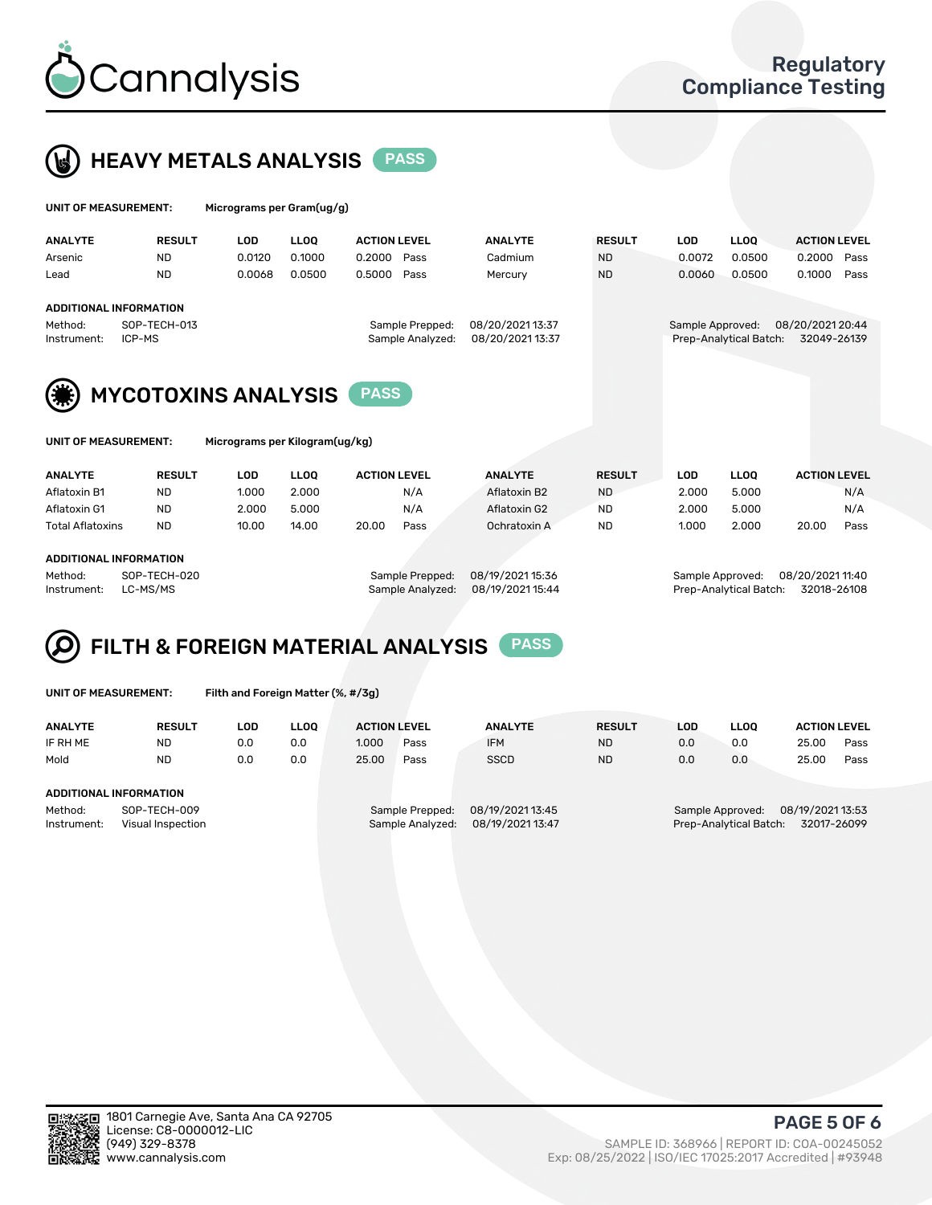# Cannalysis

Regulatory Compliance Testing

## HEAVY METALS ANALYSIS PASS

**UNIT OF MEASUREMENT:** Micrograms per Gram(ug/g)

| ANALYTE | RESULT | LOD | LLOQ | ACTION LEVEL | | ANALYTE | RESULT | LOD | LLOQ | ACTION LEVEL | |
|---|---|---|---|---|---|---|---|---|---|---|---|
| Arsenic | ND | 0.0120 | 0.1000 | 0.2000 | Pass | Cadmium | ND | 0.0072 | 0.0500 | 0.2000 | Pass |
| Lead | ND | 0.0068 | 0.0500 | 0.5000 | Pass | Mercury | ND | 0.0060 | 0.0500 | 0.1000 | Pass |

**ADDITIONAL INFORMATION**

Method: SOP-TECH-013
Instrument: ICP-MS
Sample Prepped: 08/20/2021 13:37
Sample Analyzed: 08/20/2021 13:37
Sample Approved: 08/20/2021 20:44
Prep-Analytical Batch: 32049-26139

## MYCOTOXINS ANALYSIS PASS

**UNIT OF MEASUREMENT:** Micrograms per Kilogram(ug/kg)

| ANALYTE | RESULT | LOD | LLOQ | ACTION LEVEL | | ANALYTE | RESULT | LOD | LLOQ | ACTION LEVEL | |
|---|---|---|---|---|---|---|---|---|---|---|---|
| Aflatoxin B1 | ND | 1.000 | 2.000 | | N/A | Aflatoxin B2 | ND | 2.000 | 5.000 | | N/A |
| Aflatoxin G1 | ND | 2.000 | 5.000 | | N/A | Aflatoxin G2 | ND | 2.000 | 5.000 | | N/A |
| Total Aflatoxins | ND | 10.00 | 14.00 | 20.00 | Pass | Ochratoxin A | ND | 1.000 | 2.000 | 20.00 | Pass |

**ADDITIONAL INFORMATION**

Method: SOP-TECH-020
Instrument: LC-MS/MS
Sample Prepped: 08/19/2021 15:36
Sample Analyzed: 08/19/2021 15:44
Sample Approved: 08/20/2021 11:40
Prep-Analytical Batch: 32018-26108

## FILTH & FOREIGN MATERIAL ANALYSIS PASS

**UNIT OF MEASUREMENT:** Filth and Foreign Matter (%, #/3g)

| ANALYTE | RESULT | LOD | LLOQ | ACTION LEVEL | | ANALYTE | RESULT | LOD | LLOQ | ACTION LEVEL | |
|---|---|---|---|---|---|---|---|---|---|---|---|
| IF RH ME | ND | 0.0 | 0.0 | 1.000 | Pass | IFM | ND | 0.0 | 0.0 | 25.00 | Pass |
| Mold | ND | 0.0 | 0.0 | 25.00 | Pass | SSCD | ND | 0.0 | 0.0 | 25.00 | Pass |

**ADDITIONAL INFORMATION**

Method: SOP-TECH-009
Instrument: Visual Inspection
Sample Prepped: 08/19/2021 13:45
Sample Analyzed: 08/19/2021 13:47
Sample Approved: 08/19/2021 13:53
Prep-Analytical Batch: 32017-26099

1801 Carnegie Ave, Santa Ana CA 92705
License: C8-0000012-LIC
(949) 329-8378
www.cannalysis.com

SAMPLE ID: 368966 | REPORT ID: COA-00245052
Exp: 08/25/2022 | ISO/IEC 17025:2017 Accredited | #93948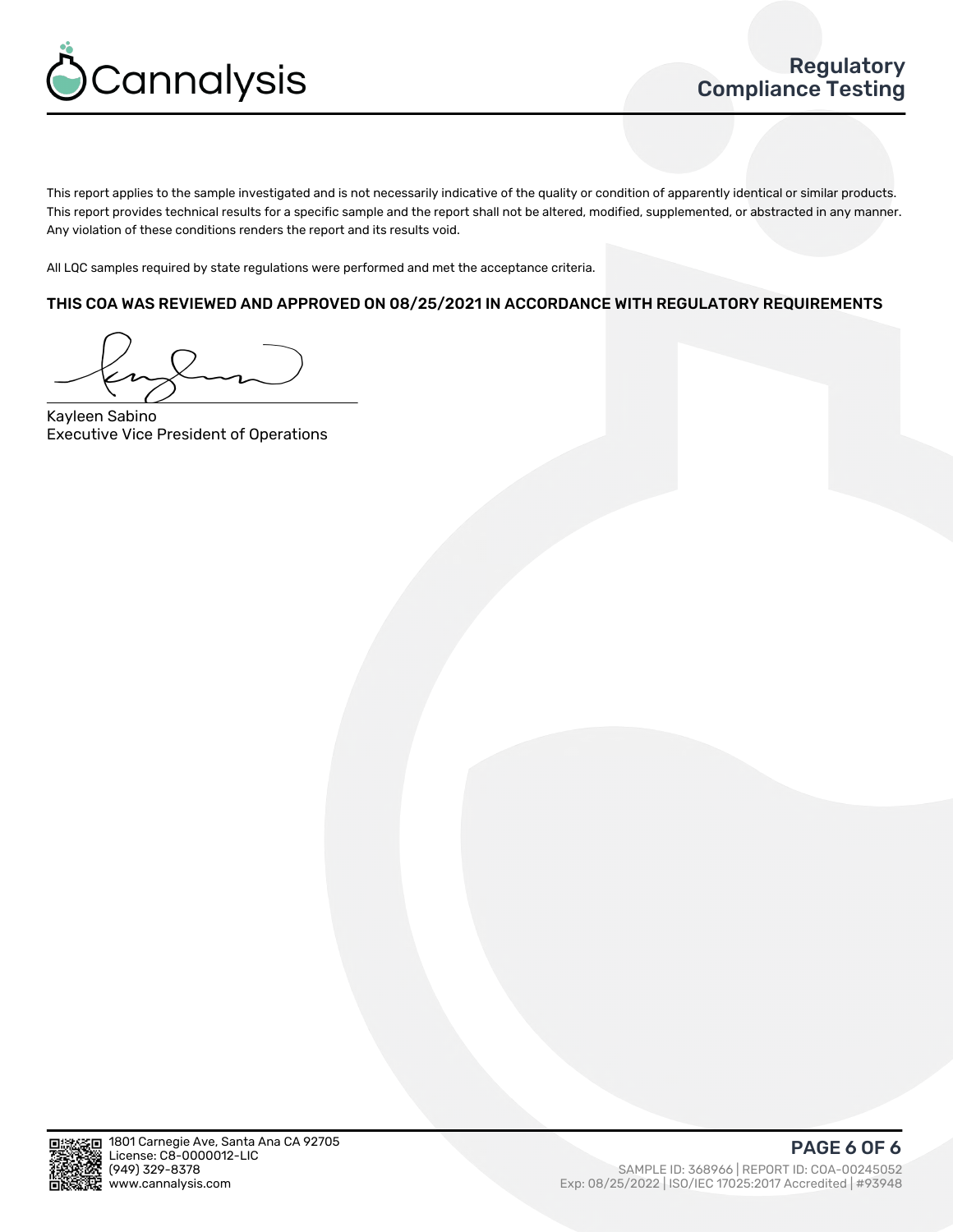This report applies to the sample investigated and is not necessarily indicative of the quality or condition of apparently identical or similar products. This report provides technical results for a specific sample and the report shall not be altered, modified, supplemented, or abstracted in any manner. Any violation of these conditions renders the report and its results void.

All LQC samples required by state regulations were performed and met the acceptance criteria.

**THIS COA WAS REVIEWED AND APPROVED ON 08/25/2021 IN ACCORDANCE WITH REGULATORY REQUIREMENTS**

Kayleen Sabino
Executive Vice President of Operations